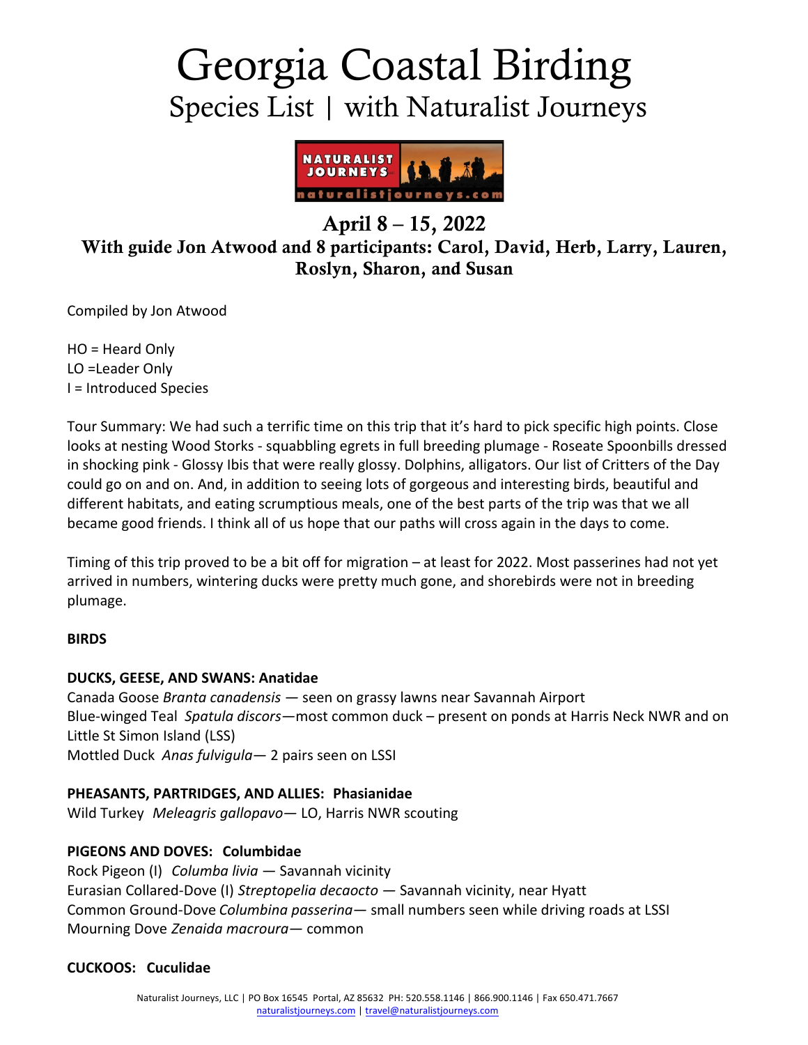# Georgia Coastal Birding

## Species List | with Naturalist Journeys

### April 8 – 15, 2022

### With guide Jon Atwood and 8 participants: Carol, David, Herb, Larry, Lauren, Roslyn, Sharon, and Susan

Compiled by Jon Atwood

HO = Heard Only
LO =Leader Only
I = Introduced Species

Tour Summary: We had such a terrific time on this trip that it's hard to pick specific high points. Close looks at nesting Wood Storks - squabbling egrets in full breeding plumage - Roseate Spoonbills dressed in shocking pink - Glossy Ibis that were really glossy. Dolphins, alligators. Our list of Critters of the Day could go on and on. And, in addition to seeing lots of gorgeous and interesting birds, beautiful and different habitats, and eating scrumptious meals, one of the best parts of the trip was that we all became good friends. I think all of us hope that our paths will cross again in the days to come.

Timing of this trip proved to be a bit off for migration – at least for 2022. Most passerines had not yet arrived in numbers, wintering ducks were pretty much gone, and shorebirds were not in breeding plumage.

**BIRDS**

**DUCKS, GEESE, AND SWANS: Anatidae**

Canada Goose *Branta canadensis* — seen on grassy lawns near Savannah Airport
Blue-winged Teal *Spatula discors*—most common duck – present on ponds at Harris Neck NWR and on Little St Simon Island (LSS)
Mottled Duck *Anas fulvigula*— 2 pairs seen on LSSI

**PHEASANTS, PARTRIDGES, AND ALLIES: Phasianidae**

Wild Turkey *Meleagris gallopavo*— LO, Harris NWR scouting

**PIGEONS AND DOVES: Columbidae**

Rock Pigeon (I) *Columba livia* — Savannah vicinity
Eurasian Collared-Dove (I) *Streptopelia decaocto* — Savannah vicinity, near Hyatt
Common Ground-Dove *Columbina passerina*— small numbers seen while driving roads at LSSI
Mourning Dove *Zenaida macroura*— common

**CUCKOOS: Cuculidae**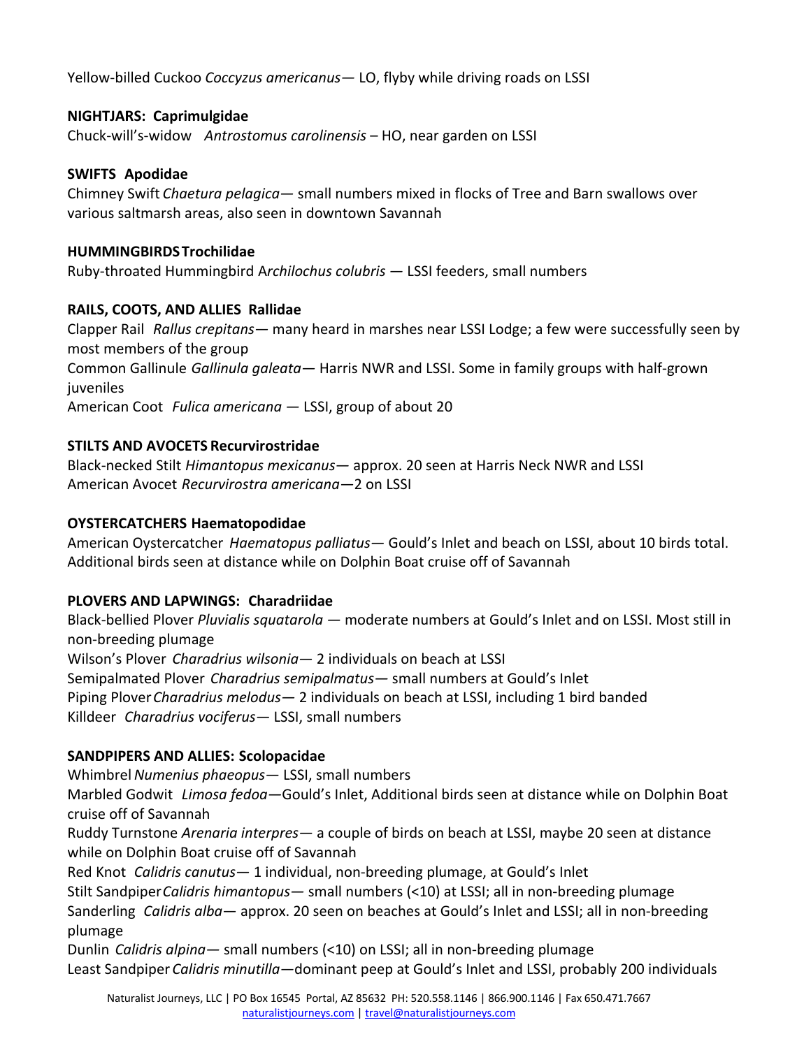Yellow-billed Cuckoo *Coccyzus americanus*— LO, flyby while driving roads on LSSI

**NIGHTJARS: Caprimulgidae**

Chuck-will's-widow *Antrostomus carolinensis* – HO, near garden on LSSI

**SWIFTS Apodidae**

Chimney Swift *Chaetura pelagica*— small numbers mixed in flocks of Tree and Barn swallows over various saltmarsh areas, also seen in downtown Savannah

**HUMMINGBIRDS Trochilidae**

Ruby-throated Hummingbird A*rchilochus colubris* — LSSI feeders, small numbers

**RAILS, COOTS, AND ALLIES Rallidae**

Clapper Rail *Rallus crepitans*— many heard in marshes near LSSI Lodge; a few were successfully seen by most members of the group

Common Gallinule *Gallinula galeata*— Harris NWR and LSSI. Some in family groups with half-grown juveniles

American Coot *Fulica americana* — LSSI, group of about 20

**STILTS AND AVOCETS Recurvirostridae**

Black-necked Stilt *Himantopus mexicanus*— approx. 20 seen at Harris Neck NWR and LSSI

American Avocet *Recurvirostra americana*—2 on LSSI

**OYSTERCATCHERS Haematopodidae**

American Oystercatcher *Haematopus palliatus*— Gould's Inlet and beach on LSSI, about 10 birds total. Additional birds seen at distance while on Dolphin Boat cruise off of Savannah

**PLOVERS AND LAPWINGS: Charadriidae**

Black-bellied Plover *Pluvialis squatarola* — moderate numbers at Gould's Inlet and on LSSI. Most still in non-breeding plumage

Wilson's Plover *Charadrius wilsonia*— 2 individuals on beach at LSSI

Semipalmated Plover *Charadrius semipalmatus*— small numbers at Gould's Inlet

Piping Plover *Charadrius melodus*— 2 individuals on beach at LSSI, including 1 bird banded

Killdeer *Charadrius vociferus*— LSSI, small numbers

**SANDPIPERS AND ALLIES: Scolopacidae**

Whimbrel *Numenius phaeopus*— LSSI, small numbers

Marbled Godwit *Limosa fedoa*—Gould's Inlet, Additional birds seen at distance while on Dolphin Boat cruise off of Savannah

Ruddy Turnstone *Arenaria interpres*— a couple of birds on beach at LSSI, maybe 20 seen at distance while on Dolphin Boat cruise off of Savannah

Red Knot *Calidris canutus*— 1 individual, non-breeding plumage, at Gould's Inlet

Stilt Sandpiper *Calidris himantopus*— small numbers (<10) at LSSI; all in non-breeding plumage

Sanderling *Calidris alba*— approx. 20 seen on beaches at Gould's Inlet and LSSI; all in non-breeding plumage

Dunlin *Calidris alpina*— small numbers (<10) on LSSI; all in non-breeding plumage

Least Sandpiper *Calidris minutilla*—dominant peep at Gould's Inlet and LSSI, probably 200 individuals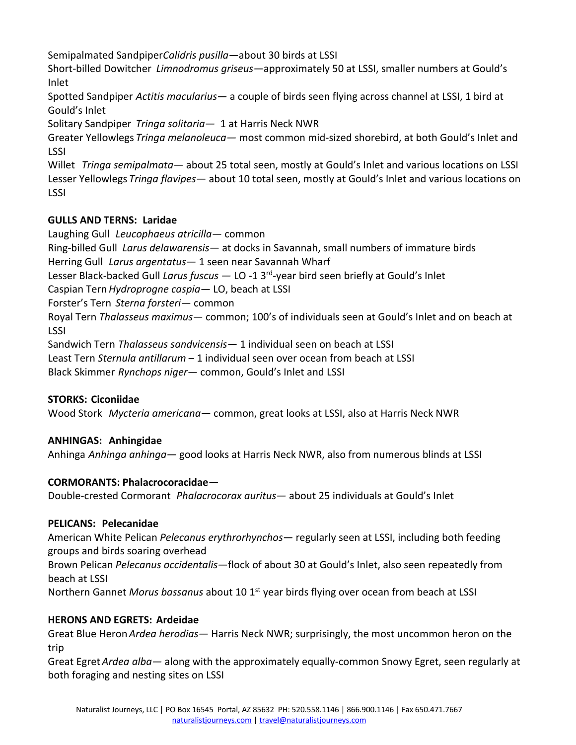Semipalmated Sandpiper*Calidris pusilla*—about 30 birds at LSSI
Short-billed Dowitcher *Limnodromus griseus*—approximately 50 at LSSI, smaller numbers at Gould's Inlet
Spotted Sandpiper *Actitis macularius*— a couple of birds seen flying across channel at LSSI, 1 bird at Gould's Inlet
Solitary Sandpiper *Tringa solitaria*— 1 at Harris Neck NWR
Greater Yellowlegs *Tringa melanoleuca*— most common mid-sized shorebird, at both Gould's Inlet and LSSI
Willet *Tringa semipalmata*— about 25 total seen, mostly at Gould's Inlet and various locations on LSSI
Lesser Yellowlegs *Tringa flavipes*— about 10 total seen, mostly at Gould's Inlet and various locations on LSSI

**GULLS AND TERNS: Laridae**

Laughing Gull *Leucophaeus atricilla*— common
Ring-billed Gull *Larus delawarensis*— at docks in Savannah, small numbers of immature birds
Herring Gull *Larus argentatus*— 1 seen near Savannah Wharf
Lesser Black-backed Gull *Larus fuscus* — LO -1 3rd-year bird seen briefly at Gould's Inlet
Caspian Tern *Hydroprogne caspia*— LO, beach at LSSI
Forster's Tern *Sterna forsteri*— common
Royal Tern *Thalasseus maximus*— common; 100's of individuals seen at Gould's Inlet and on beach at LSSI
Sandwich Tern *Thalasseus sandvicensis*— 1 individual seen on beach at LSSI
Least Tern *Sternula antillarum* – 1 individual seen over ocean from beach at LSSI
Black Skimmer *Rynchops niger*— common, Gould's Inlet and LSSI

**STORKS: Ciconiidae**

Wood Stork *Mycteria americana*— common, great looks at LSSI, also at Harris Neck NWR

**ANHINGAS: Anhingidae**

Anhinga *Anhinga anhinga*— good looks at Harris Neck NWR, also from numerous blinds at LSSI

**CORMORANTS: Phalacrocoracidae—**

Double-crested Cormorant *Phalacrocorax auritus*— about 25 individuals at Gould's Inlet

**PELICANS: Pelecanidae**

American White Pelican *Pelecanus erythrorhynchos*— regularly seen at LSSI, including both feeding groups and birds soaring overhead
Brown Pelican *Pelecanus occidentalis*—flock of about 30 at Gould's Inlet, also seen repeatedly from beach at LSSI
Northern Gannet *Morus bassanus* about 10 1st year birds flying over ocean from beach at LSSI

**HERONS AND EGRETS: Ardeidae**

Great Blue Heron *Ardea herodias*— Harris Neck NWR; surprisingly, the most uncommon heron on the trip
Great Egret *Ardea alba*— along with the approximately equally-common Snowy Egret, seen regularly at both foraging and nesting sites on LSSI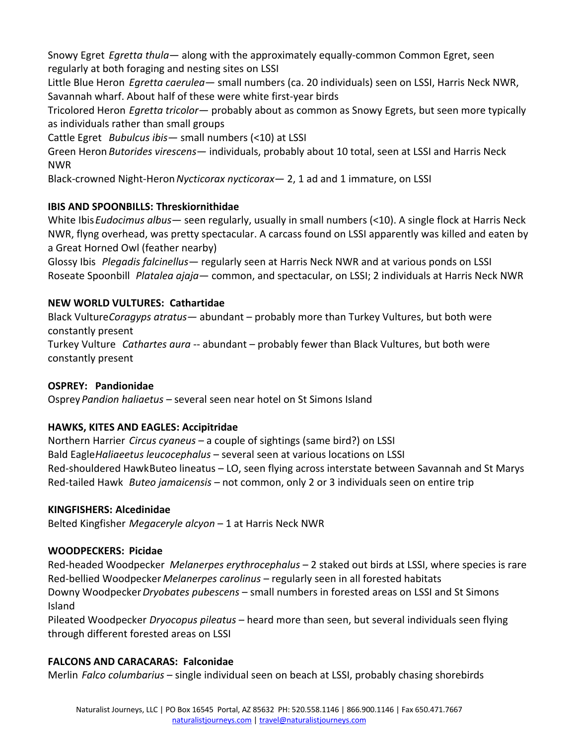Snowy Egret *Egretta thula*— along with the approximately equally-common Common Egret, seen regularly at both foraging and nesting sites on LSSI

Little Blue Heron *Egretta caerulea*— small numbers (ca. 20 individuals) seen on LSSI, Harris Neck NWR, Savannah wharf. About half of these were white first-year birds

Tricolored Heron *Egretta tricolor*— probably about as common as Snowy Egrets, but seen more typically as individuals rather than small groups

Cattle Egret *Bubulcus ibis*— small numbers (<10) at LSSI

Green Heron *Butorides virescens*— individuals, probably about 10 total, seen at LSSI and Harris Neck NWR

Black-crowned Night-Heron *Nycticorax nycticorax*— 2, 1 ad and 1 immature, on LSSI

**IBIS AND SPOONBILLS: Threskiornithidae**

White Ibis *Eudocimus albus*— seen regularly, usually in small numbers (<10). A single flock at Harris Neck NWR, flying overhead, was pretty spectacular. A carcass found on LSSI apparently was killed and eaten by a Great Horned Owl (feather nearby)

Glossy Ibis *Plegadis falcinellus*— regularly seen at Harris Neck NWR and at various ponds on LSSI

Roseate Spoonbill *Platalea ajaja*— common, and spectacular, on LSSI; 2 individuals at Harris Neck NWR

**NEW WORLD VULTURES: Cathartidae**

Black Vulture *Coragyps atratus*— abundant – probably more than Turkey Vultures, but both were constantly present

Turkey Vulture *Cathartes aura* -- abundant – probably fewer than Black Vultures, but both were constantly present

**OSPREY: Pandionidae**

Osprey *Pandion haliaetus* – several seen near hotel on St Simons Island

**HAWKS, KITES AND EAGLES: Accipitridae**

Northern Harrier *Circus cyaneus* – a couple of sightings (same bird?) on LSSI

Bald Eagle *Haliaeetus leucocephalus* – several seen at various locations on LSSI

Red-shouldered Hawk Buteo lineatus – LO, seen flying across interstate between Savannah and St Marys

Red-tailed Hawk *Buteo jamaicensis* – not common, only 2 or 3 individuals seen on entire trip

**KINGFISHERS: Alcedinidae**

Belted Kingfisher *Megaceryle alcyon* – 1 at Harris Neck NWR

**WOODPECKERS: Picidae**

Red-headed Woodpecker *Melanerpes erythrocephalus* – 2 staked out birds at LSSI, where species is rare

Red-bellied Woodpecker *Melanerpes carolinus* – regularly seen in all forested habitats

Downy Woodpecker *Dryobates pubescens* – small numbers in forested areas on LSSI and St Simons Island

Pileated Woodpecker *Dryocopus pileatus* – heard more than seen, but several individuals seen flying through different forested areas on LSSI

**FALCONS AND CARACARAS: Falconidae**

Merlin *Falco columbarius* – single individual seen on beach at LSSI, probably chasing shorebirds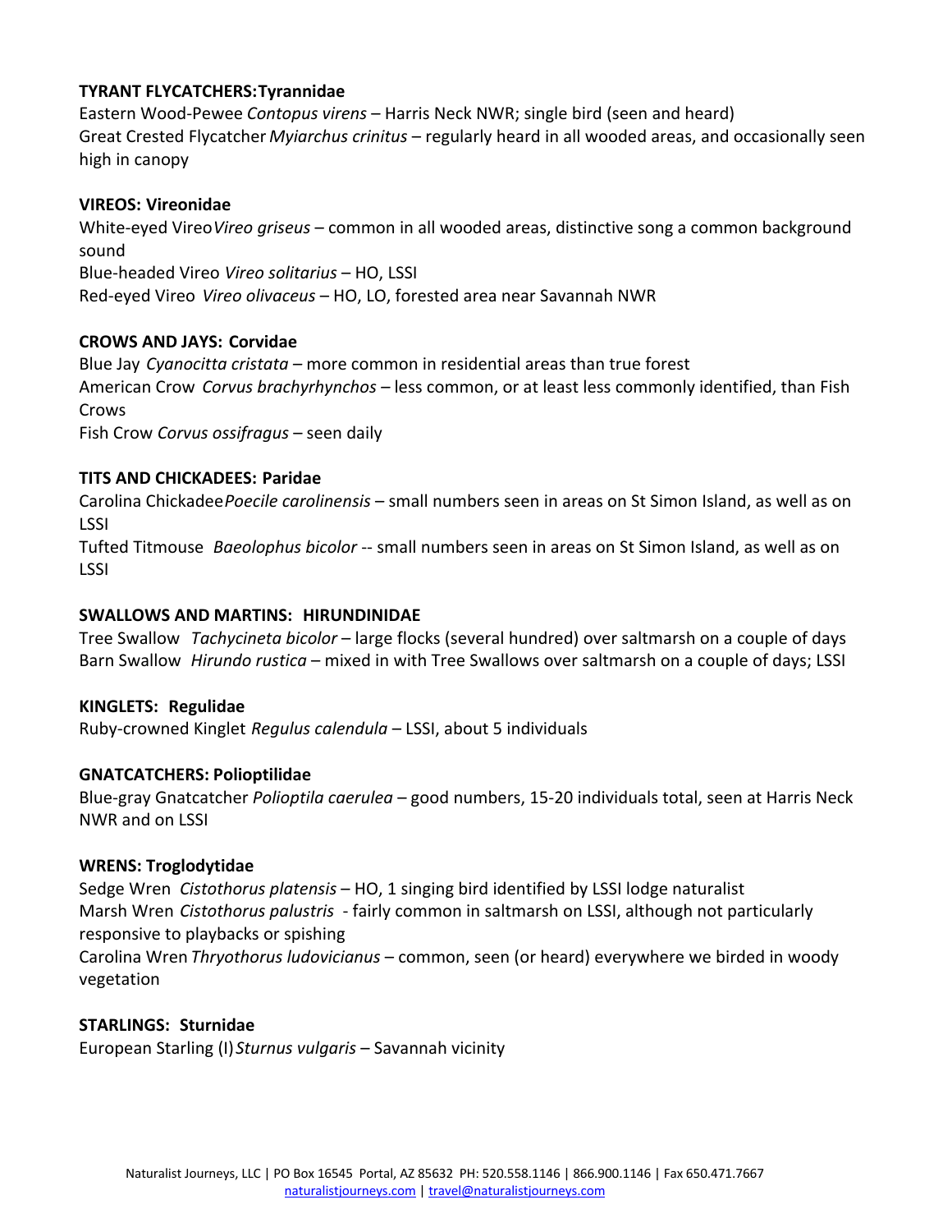**TYRANT FLYCATCHERS:Tyrannidae**

Eastern Wood-Pewee *Contopus virens* – Harris Neck NWR; single bird (seen and heard)

Great Crested Flycatcher *Myiarchus crinitus* – regularly heard in all wooded areas, and occasionally seen high in canopy

**VIREOS: Vireonidae**

White-eyed Vireo *Vireo griseus* – common in all wooded areas, distinctive song a common background sound

Blue-headed Vireo *Vireo solitarius* – HO, LSSI

Red-eyed Vireo *Vireo olivaceus* – HO, LO, forested area near Savannah NWR

**CROWS AND JAYS: Corvidae**

Blue Jay *Cyanocitta cristata* – more common in residential areas than true forest

American Crow *Corvus brachyrhynchos* – less common, or at least less commonly identified, than Fish Crows

Fish Crow *Corvus ossifragus* – seen daily

**TITS AND CHICKADEES: Paridae**

Carolina Chickadee *Poecile carolinensis* – small numbers seen in areas on St Simon Island, as well as on LSSI

Tufted Titmouse *Baeolophus bicolor* -- small numbers seen in areas on St Simon Island, as well as on LSSI

**SWALLOWS AND MARTINS: HIRUNDINIDAE**

Tree Swallow *Tachycineta bicolor* – large flocks (several hundred) over saltmarsh on a couple of days

Barn Swallow *Hirundo rustica* – mixed in with Tree Swallows over saltmarsh on a couple of days; LSSI

**KINGLETS: Regulidae**

Ruby-crowned Kinglet *Regulus calendula* – LSSI, about 5 individuals

**GNATCATCHERS: Polioptilidae**

Blue-gray Gnatcatcher *Polioptila caerulea* – good numbers, 15-20 individuals total, seen at Harris Neck NWR and on LSSI

**WRENS: Troglodytidae**

Sedge Wren *Cistothorus platensis* – HO, 1 singing bird identified by LSSI lodge naturalist

Marsh Wren *Cistothorus palustris* - fairly common in saltmarsh on LSSI, although not particularly responsive to playbacks or spishing

Carolina Wren *Thryothorus ludovicianus* – common, seen (or heard) everywhere we birded in woody vegetation

**STARLINGS: Sturnidae**

European Starling (I) *Sturnus vulgaris* – Savannah vicinity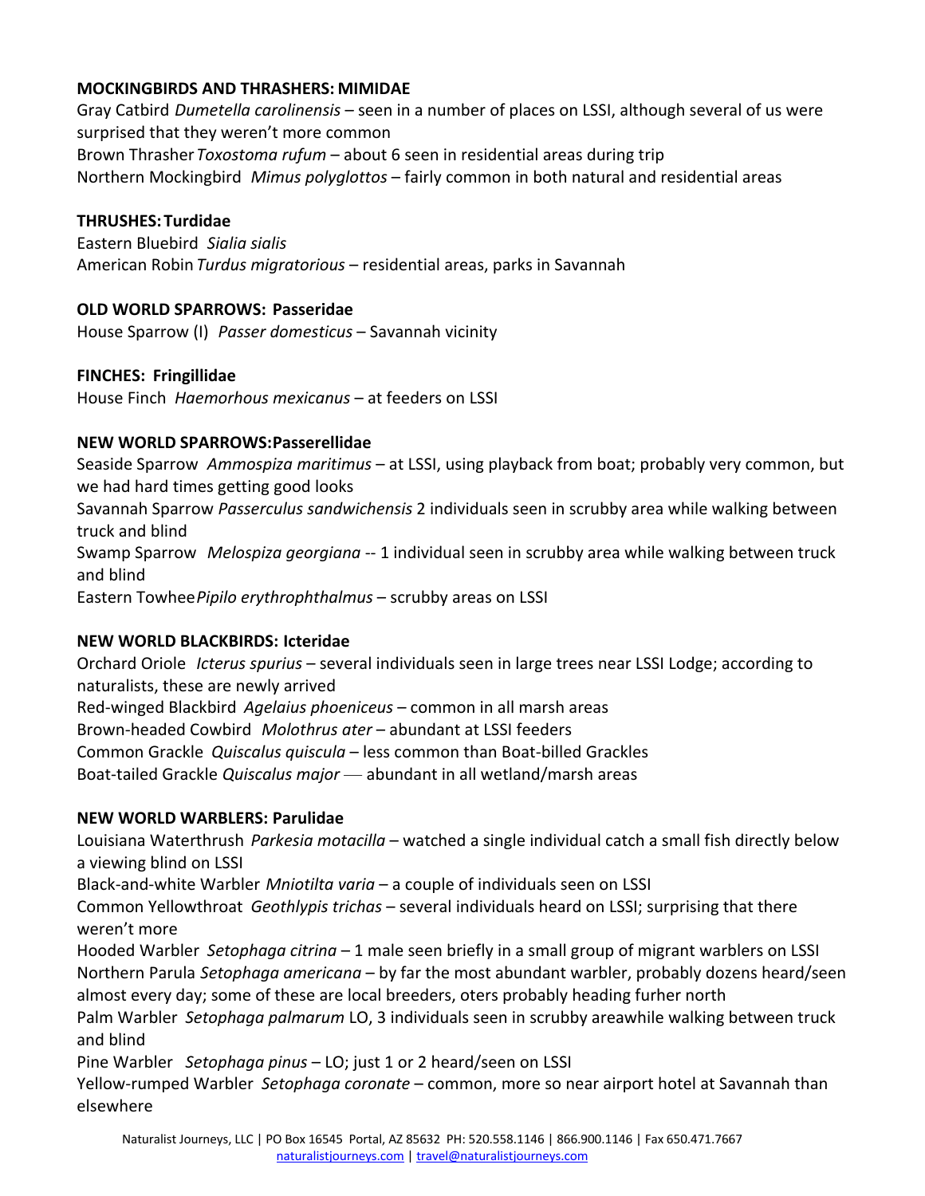**MOCKINGBIRDS AND THRASHERS: MIMIDAE**

Gray Catbird *Dumetella carolinensis* – seen in a number of places on LSSI, although several of us were surprised that they weren't more common

Brown Thrasher *Toxostoma rufum* – about 6 seen in residential areas during trip

Northern Mockingbird *Mimus polyglottos* – fairly common in both natural and residential areas

**THRUSHES: Turdidae**

Eastern Bluebird *Sialia sialis*

American Robin *Turdus migratorious* – residential areas, parks in Savannah

**OLD WORLD SPARROWS: Passeridae**

House Sparrow (I) *Passer domesticus* – Savannah vicinity

**FINCHES: Fringillidae**

House Finch *Haemorhous mexicanus* – at feeders on LSSI

**NEW WORLD SPARROWS:Passerellidae**

Seaside Sparrow *Ammospiza maritimus* – at LSSI, using playback from boat; probably very common, but we had hard times getting good looks

Savannah Sparrow *Passerculus sandwichensis* 2 individuals seen in scrubby area while walking between truck and blind

Swamp Sparrow *Melospiza georgiana* -- 1 individual seen in scrubby area while walking between truck and blind

Eastern Towhee *Pipilo erythrophthalmus* – scrubby areas on LSSI

**NEW WORLD BLACKBIRDS: Icteridae**

Orchard Oriole *Icterus spurius* – several individuals seen in large trees near LSSI Lodge; according to naturalists, these are newly arrived

Red-winged Blackbird *Agelaius phoeniceus* – common in all marsh areas

Brown-headed Cowbird *Molothrus ater* – abundant at LSSI feeders

Common Grackle *Quiscalus quiscula* – less common than Boat-billed Grackles

Boat-tailed Grackle *Quiscalus major* — abundant in all wetland/marsh areas

**NEW WORLD WARBLERS: Parulidae**

Louisiana Waterthrush *Parkesia motacilla* – watched a single individual catch a small fish directly below a viewing blind on LSSI

Black-and-white Warbler *Mniotilta varia* – a couple of individuals seen on LSSI

Common Yellowthroat *Geothlypis trichas* – several individuals heard on LSSI; surprising that there weren't more

Hooded Warbler *Setophaga citrina* – 1 male seen briefly in a small group of migrant warblers on LSSI

Northern Parula *Setophaga americana* – by far the most abundant warbler, probably dozens heard/seen almost every day; some of these are local breeders, oters probably heading furher north

Palm Warbler *Setophaga palmarum* LO, 3 individuals seen in scrubby areawhile walking between truck and blind

Pine Warbler *Setophaga pinus* – LO; just 1 or 2 heard/seen on LSSI

Yellow-rumped Warbler *Setophaga coronate* – common, more so near airport hotel at Savannah than elsewhere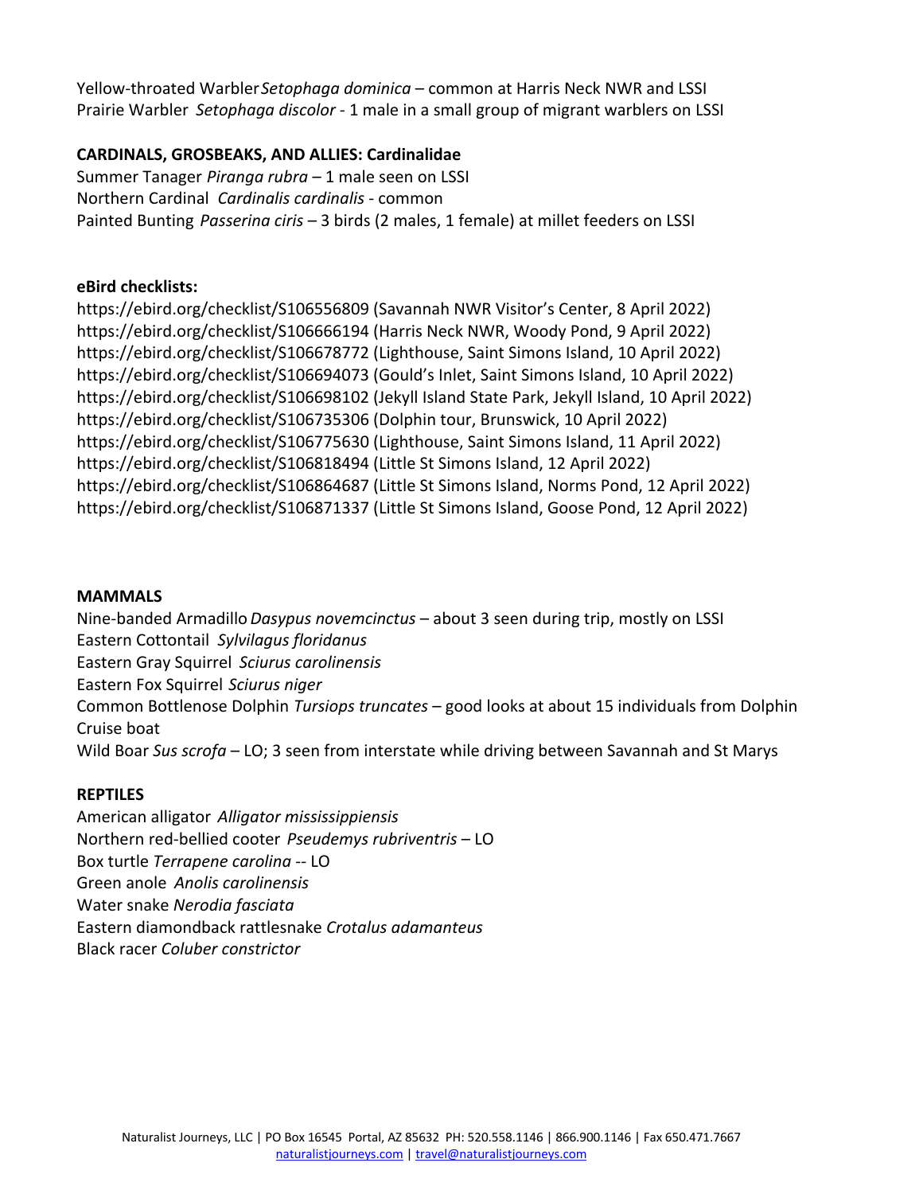Yellow-throated Warbler *Setophaga dominica* – common at Harris Neck NWR and LSSI
Prairie Warbler *Setophaga discolor* - 1 male in a small group of migrant warblers on LSSI

**CARDINALS, GROSBEAKS, AND ALLIES: Cardinalidae**
Summer Tanager *Piranga rubra* – 1 male seen on LSSI
Northern Cardinal *Cardinalis cardinalis* - common
Painted Bunting *Passerina ciris* – 3 birds (2 males, 1 female) at millet feeders on LSSI

**eBird checklists:**
https://ebird.org/checklist/S106556809 (Savannah NWR Visitor's Center, 8 April 2022)
https://ebird.org/checklist/S106666194 (Harris Neck NWR, Woody Pond, 9 April 2022)
https://ebird.org/checklist/S106678772 (Lighthouse, Saint Simons Island, 10 April 2022)
https://ebird.org/checklist/S106694073 (Gould's Inlet, Saint Simons Island, 10 April 2022)
https://ebird.org/checklist/S106698102 (Jekyll Island State Park, Jekyll Island, 10 April 2022)
https://ebird.org/checklist/S106735306 (Dolphin tour, Brunswick, 10 April 2022)
https://ebird.org/checklist/S106775630 (Lighthouse, Saint Simons Island, 11 April 2022)
https://ebird.org/checklist/S106818494 (Little St Simons Island, 12 April 2022)
https://ebird.org/checklist/S106864687 (Little St Simons Island, Norms Pond, 12 April 2022)
https://ebird.org/checklist/S106871337 (Little St Simons Island, Goose Pond, 12 April 2022)

**MAMMALS**
Nine-banded Armadillo *Dasypus novemcinctus* – about 3 seen during trip, mostly on LSSI
Eastern Cottontail *Sylvilagus floridanus*
Eastern Gray Squirrel *Sciurus carolinensis*
Eastern Fox Squirrel *Sciurus niger*
Common Bottlenose Dolphin *Tursiops truncates* – good looks at about 15 individuals from Dolphin Cruise boat
Wild Boar *Sus scrofa* – LO; 3 seen from interstate while driving between Savannah and St Marys

**REPTILES**
American alligator *Alligator mississippiensis*
Northern red-bellied cooter *Pseudemys rubriventris* – LO
Box turtle *Terrapene carolina* -- LO
Green anole *Anolis carolinensis*
Water snake *Nerodia fasciata*
Eastern diamondback rattlesnake *Crotalus adamanteus*
Black racer *Coluber constrictor*